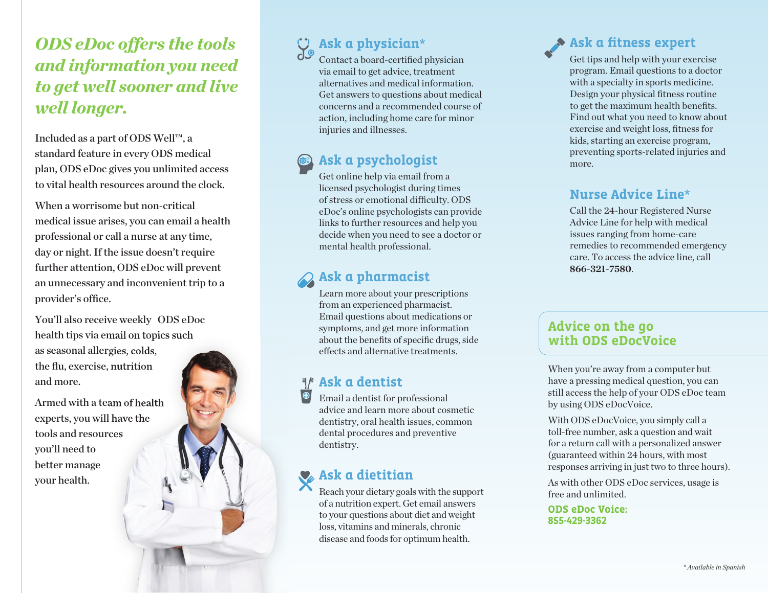# *ODS eDoc offers the tools and information you need to get well sooner and live well longer.*

Included as a part of ODS Well™, a standard feature in every ODS medical plan, ODS eDoc gives you unlimited access to vital health resources around the clock.

When a worrisome but non-critical medical issue arises, you can email a health professional or call a nurse at any time, day or night. If the issue doesn't require further attention, ODS eDoc will prevent an unnecessary and inconvenient trip to a provider's office.

You'll also receive weekly ODS eDoc health tips via email on topics such as seasonal allergies, colds, the flu, exercise, nutrition and more.

Armed with a team of health experts, you will have the tools and resources you'll need to better manage your health.

## Ask a physician*

Contact a board-certified physician via email to get advice, treatment alternatives and medical information. Get answers to questions about medical concerns and a recommended course of action, including home care for minor injuries and illnesses.

## Ask a psychologist

Get online help via email from a licensed psychologist during times of stress or emotional difficulty. ODS eDoc's online psychologists can provide links to further resources and help you decide when you need to see a doctor or mental health professional.

## Ask a pharmacist

Learn more about your prescriptions from an experienced pharmacist. Email questions about medications or symptoms, and get more information about the benefits of specific drugs, side effects and alternative treatments.

## Ask a dentist

Email a dentist for professional advice and learn more about cosmetic dentistry, oral health issues, common dental procedures and preventive dentistry.

## Ask a dietitian

Reach your dietary goals with the support of a nutrition expert. Get email answers to your questions about diet and weight loss, vitamins and minerals, chronic disease and foods for optimum health.

## Ask a fitness expert

Get tips and help with your exercise program. Email questions to a doctor with a specialty in sports medicine. Design your physical fitness routine to get the maximum health benefits. Find out what you need to know about exercise and weight loss, fitness for kids, starting an exercise program, preventing sports-related injuries and more.

## Nurse Advice Line*

Call the 24-hour Registered Nurse Advice Line for help with medical issues ranging from home-care remedies to recommended emergency care. To access the advice line, call **866-321-7580**.

## Advice on the go with ODS eDocVoice

When you're away from a computer but have a pressing medical question, you can still access the help of your ODS eDoc team by using ODS eDocVoice.

With ODS eDocVoice, you simply call a toll-free number, ask a question and wait for a return call with a personalized answer (guaranteed within 24 hours, with most responses arriving in just two to three hours).

As with other ODS eDoc services, usage is free and unlimited.

**ODS eDoc Voice:**
**855-429-3362**

*\* Available in Spanish*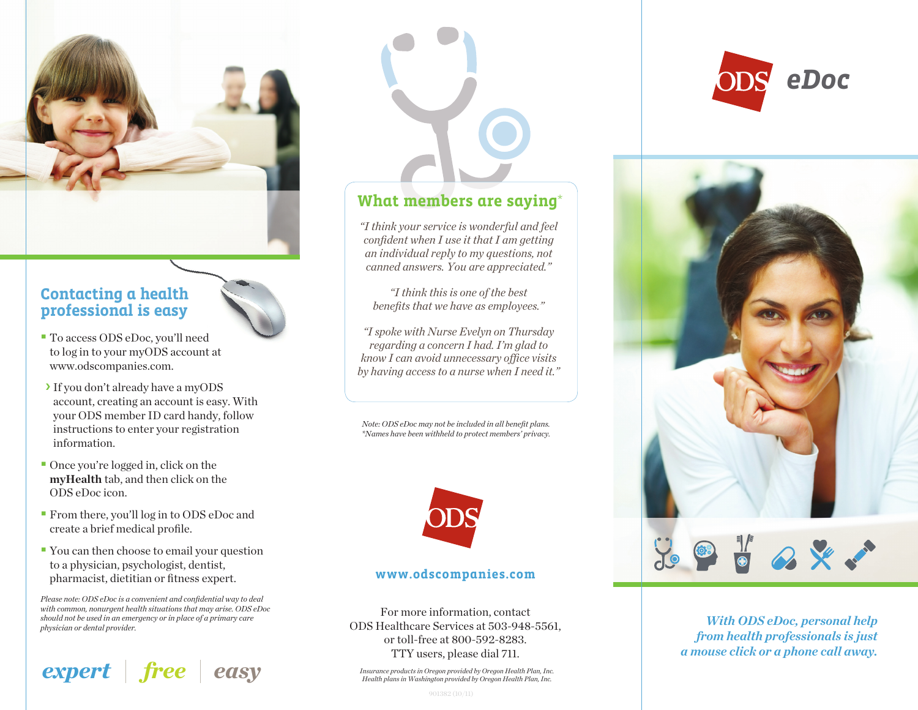## Contacting a health professional is easy

- To access ODS eDoc, you'll need to log in to your myODS account at www.odscompanies.com.
  - If you don't already have a myODS account, creating an account is easy. With your ODS member ID card handy, follow instructions to enter your registration information.
- Once you're logged in, click on the **myHealth** tab, and then click on the ODS eDoc icon.
- From there, you'll log in to ODS eDoc and create a brief medical profile.
- You can then choose to email your question to a physician, psychologist, dentist, pharmacist, dietitian or fitness expert.

*Please note: ODS eDoc is a convenient and confidential way to deal with common, nonurgent health situations that may arise. ODS eDoc should not be used in an emergency or in place of a primary care physician or dental provider.*

*expert | free | easy*

## What members are saying*

*"I think your service is wonderful and feel confident when I use it that I am getting an individual reply to my questions, not canned answers. You are appreciated."*

*"I think this is one of the best benefits that we have as employees."*

*"I spoke with Nurse Evelyn on Thursday regarding a concern I had. I'm glad to know I can avoid unnecessary office visits by having access to a nurse when I need it."*

*Note: ODS eDoc may not be included in all benefit plans.*
*\*Names have been withheld to protect members' privacy.*

ODS

**www.odscompanies.com**

For more information, contact ODS Healthcare Services at 503-948-5561, or toll-free at 800-592-8283. TTY users, please dial 711.

*Insurance products in Oregon provided by Oregon Health Plan, Inc. Health plans in Washington provided by Oregon Health Plan, Inc.*

901382 (10/11)

# ODS eDoc

*With ODS eDoc, personal help from health professionals is just a mouse click or a phone call away.*